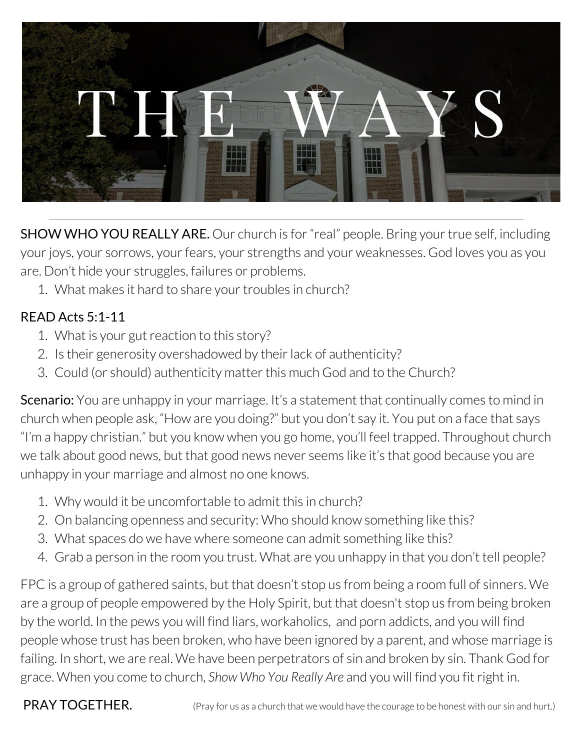# THE WAYS

---

**SHOW WHO YOU REALLY ARE.** Our church is for "real" people. Bring your true self, including your joys, your sorrows, your fears, your strengths and your weaknesses. God loves you as you are. Don't hide your struggles, failures or problems.

1. What makes it hard to share your troubles in church?

READ Acts 5:1-11

1. What is your gut reaction to this story?
2. Is their generosity overshadowed by their lack of authenticity?
3. Could (or should) authenticity matter this much God and to the Church?

**Scenario:** You are unhappy in your marriage. It's a statement that continually comes to mind in church when people ask, "How are you doing?" but you don't say it. You put on a face that says "I'm a happy christian." but you know when you go home, you'll feel trapped. Throughout church we talk about good news, but that good news never seems like it's that good because you are unhappy in your marriage and almost no one knows.

1. Why would it be uncomfortable to admit this in church?
2. On balancing openness and security: Who should know something like this?
3. What spaces do we have where someone can admit something like this?
4. Grab a person in the room you trust. What are you unhappy in that you don't tell people?

FPC is a group of gathered saints, but that doesn't stop us from being a room full of sinners. We are a group of people empowered by the Holy Spirit, but that doesn't stop us from being broken by the world. In the pews you will find liars, workaholics, and porn addicts, and you will find people whose trust has been broken, who have been ignored by a parent, and whose marriage is failing. In short, we are real. We have been perpetrators of sin and broken by sin. Thank God for grace. When you come to church, *Show Who You Really Are* and you will find you fit right in.

PRAY TOGETHER. (Pray for us as a church that we would have the courage to be honest with our sin and hurt.)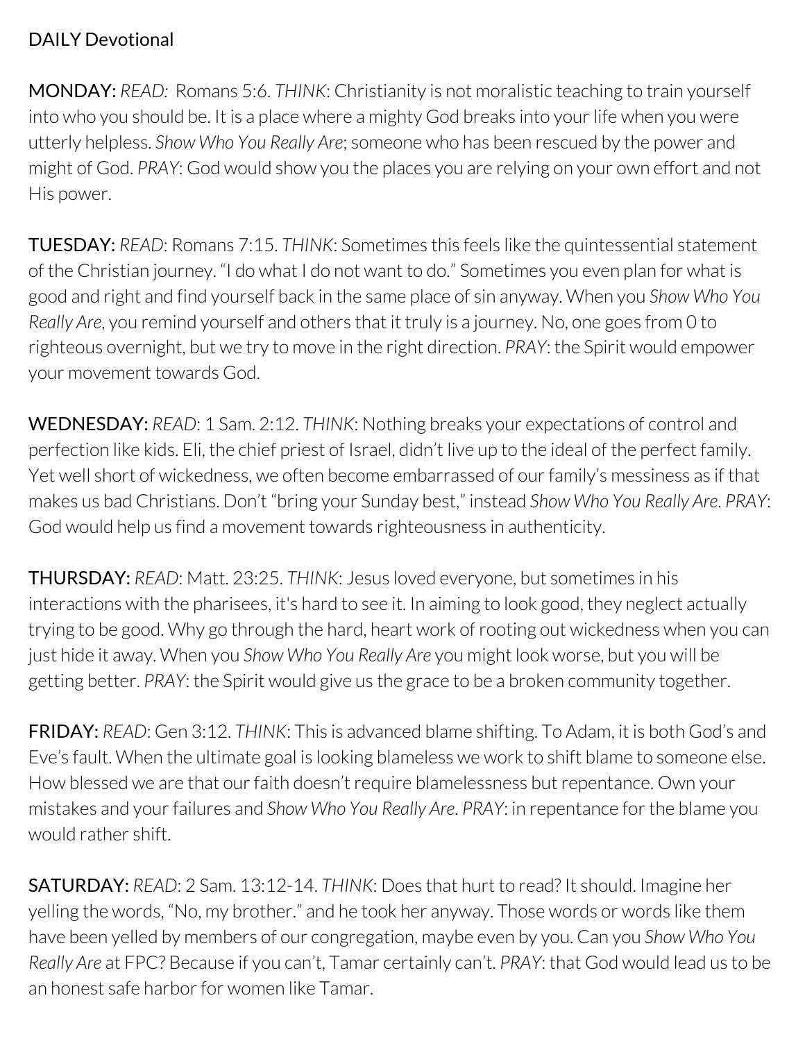DAILY Devotional

**MONDAY:** *READ:* Romans 5:6. *THINK*: Christianity is not moralistic teaching to train yourself into who you should be. It is a place where a mighty God breaks into your life when you were utterly helpless. *Show Who You Really Are*; someone who has been rescued by the power and might of God. *PRAY*: God would show you the places you are relying on your own effort and not His power.

**TUESDAY:** *READ*: Romans 7:15. *THINK*: Sometimes this feels like the quintessential statement of the Christian journey. "I do what I do not want to do." Sometimes you even plan for what is good and right and find yourself back in the same place of sin anyway. When you *Show Who You Really Are*, you remind yourself and others that it truly is a journey. No, one goes from 0 to righteous overnight, but we try to move in the right direction. *PRAY*: the Spirit would empower your movement towards God.

**WEDNESDAY:** *READ*: 1 Sam. 2:12. *THINK*: Nothing breaks your expectations of control and perfection like kids. Eli, the chief priest of Israel, didn't live up to the ideal of the perfect family. Yet well short of wickedness, we often become embarrassed of our family's messiness as if that makes us bad Christians. Don't "bring your Sunday best," instead *Show Who You Really Are*. *PRAY*: God would help us find a movement towards righteousness in authenticity.

**THURSDAY:** *READ*: Matt. 23:25. *THINK*: Jesus loved everyone, but sometimes in his interactions with the pharisees, it's hard to see it. In aiming to look good, they neglect actually trying to be good. Why go through the hard, heart work of rooting out wickedness when you can just hide it away. When you *Show Who You Really Are* you might look worse, but you will be getting better. *PRAY*: the Spirit would give us the grace to be a broken community together.

**FRIDAY:** *READ*: Gen 3:12. *THINK*: This is advanced blame shifting. To Adam, it is both God's and Eve's fault. When the ultimate goal is looking blameless we work to shift blame to someone else. How blessed we are that our faith doesn't require blamelessness but repentance. Own your mistakes and your failures and *Show Who You Really Are*. *PRAY*: in repentance for the blame you would rather shift.

**SATURDAY:** *READ*: 2 Sam. 13:12-14. *THINK*: Does that hurt to read? It should. Imagine her yelling the words, "No, my brother." and he took her anyway. Those words or words like them have been yelled by members of our congregation, maybe even by you. Can you *Show Who You Really Are* at FPC? Because if you can't, Tamar certainly can't. *PRAY*: that God would lead us to be an honest safe harbor for women like Tamar.